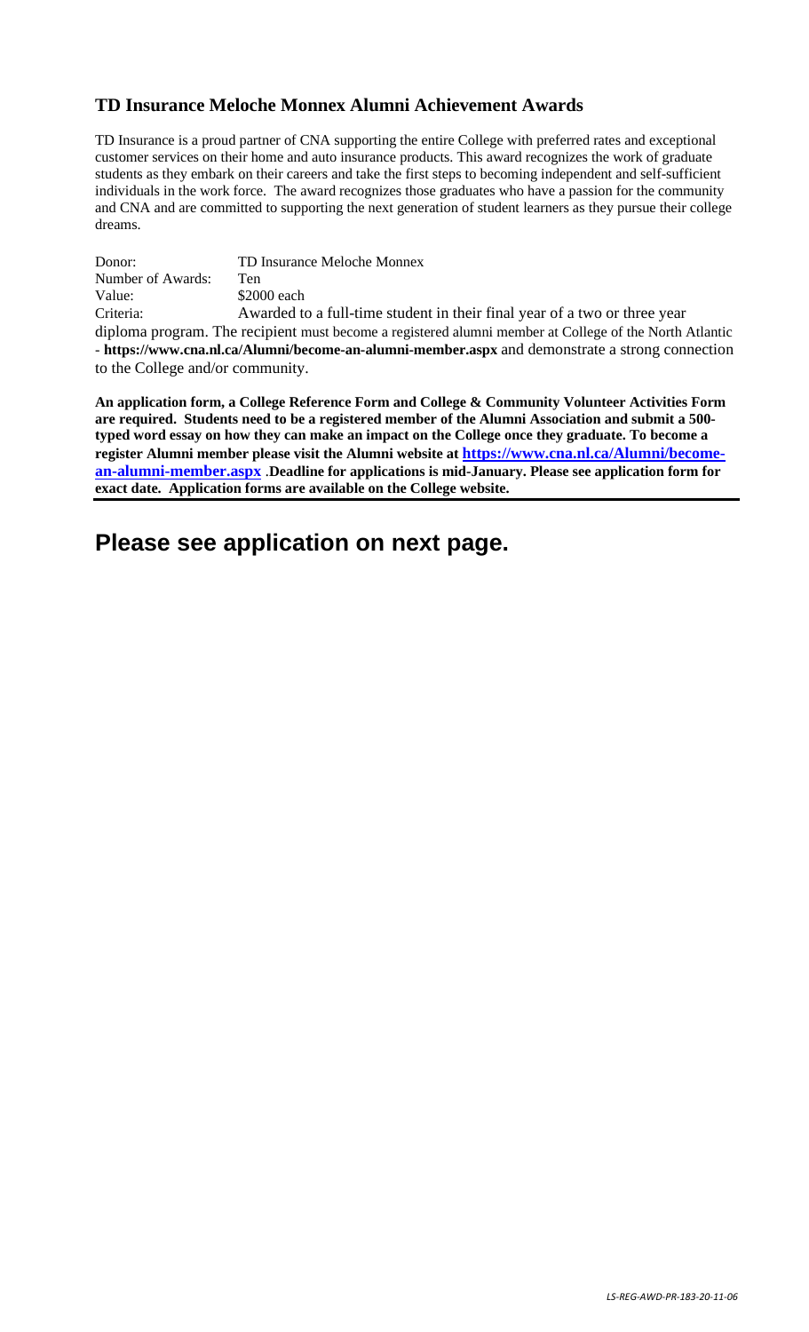### TD Insurance Meloche Monnex Alumni Achievement Awards

TD Insurance is a proud partner of CNA supporting the entire College with preferred rates and exceptional customer services on their home and auto insurance products. This award recognizes the work of graduate students as they embark on their careers and take the first steps to becoming independent and self-sufficient individuals in the work force. The award recognizes those graduates who have a passion for the community and CNA and are committed to supporting the next generation of student learners as they pursue their college dreams.

Donor: TD Insurance Meloche Monnex
Number of Awards: Ten
Value: $2000 each
Criteria: Awarded to a full-time student in their final year of a two or three year diploma program. The recipient must become a registered alumni member at College of the North Atlantic - **https://www.cna.nl.ca/Alumni/become-an-alumni-member.aspx** and demonstrate a strong connection to the College and/or community.

**An application form, a College Reference Form and College & Community Volunteer Activities Form are required. Students need to be a registered member of the Alumni Association and submit a 500-typed word essay on how they can make an impact on the College once they graduate. To become a register Alumni member please visit the Alumni website at [https://www.cna.nl.ca/Alumni/become-an-alumni-member.aspx](https://www.cna.nl.ca/Alumni/become-an-alumni-member.aspx) .Deadline for applications is mid-January. Please see application form for exact date. Application forms are available on the College website.**

## Please see application on next page.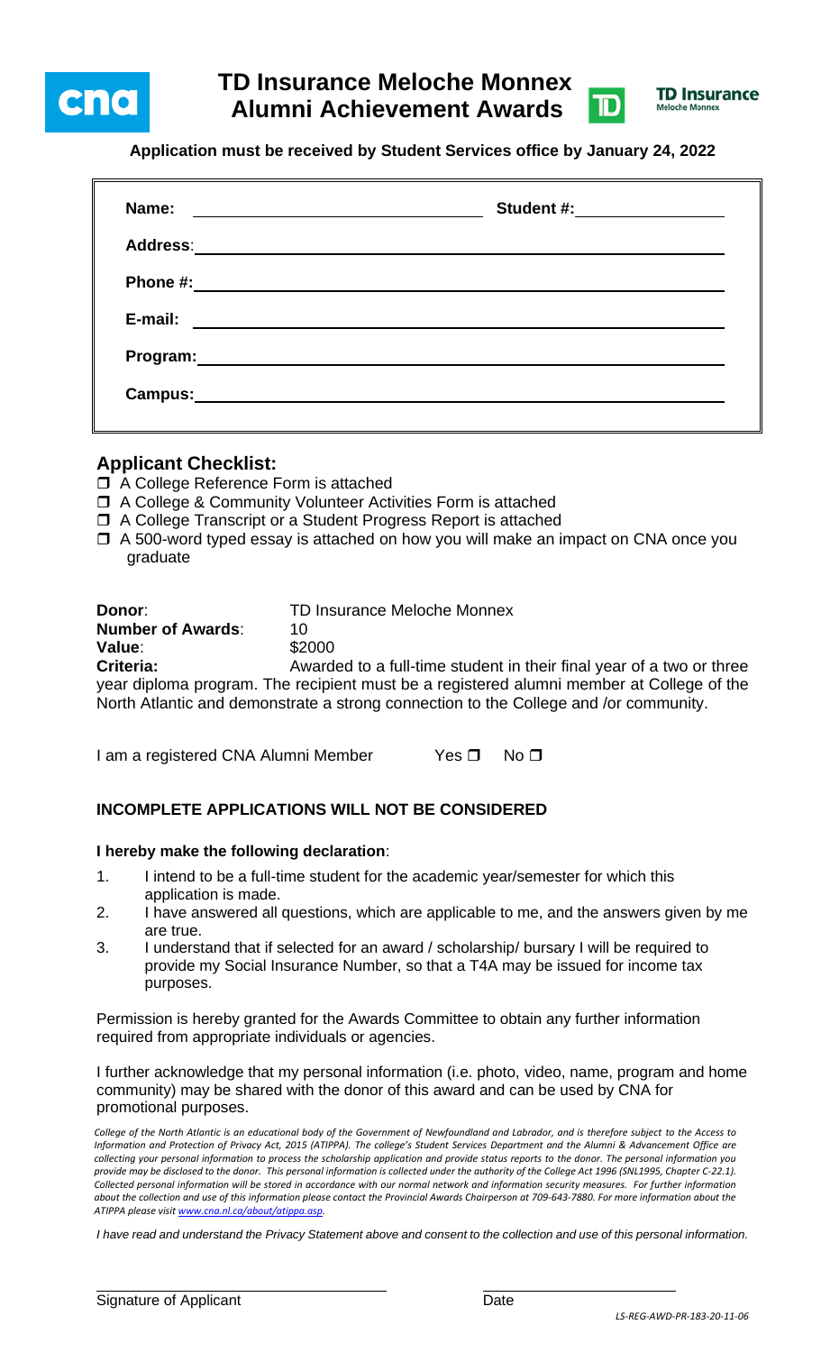# TD Insurance Meloche Monnex Alumni Achievement Awards

**Application must be received by Student Services office by January 24, 2022**

**Name:** ______________________ **Student #:** ______________

**Address**: ______________________

**Phone #:** ______________________

**E-mail:** ______________________

**Program:** ______________________

**Campus:** ______________________

## Applicant Checklist:

- ☐ A College Reference Form is attached
- ☐ A College & Community Volunteer Activities Form is attached
- ☐ A College Transcript or a Student Progress Report is attached
- ☐ A 500-word typed essay is attached on how you will make an impact on CNA once you graduate

**Donor**: TD Insurance Meloche Monnex
**Number of Awards**: 10
**Value**: $2000
**Criteria:** Awarded to a full-time student in their final year of a two or three year diploma program. The recipient must be a registered alumni member at College of the North Atlantic and demonstrate a strong connection to the College and /or community.

I am a registered CNA Alumni Member Yes ☐ No ☐

### INCOMPLETE APPLICATIONS WILL NOT BE CONSIDERED

**I hereby make the following declaration**:

1. I intend to be a full-time student for the academic year/semester for which this application is made.
2. I have answered all questions, which are applicable to me, and the answers given by me are true.
3. I understand that if selected for an award / scholarship/ bursary I will be required to provide my Social Insurance Number, so that a T4A may be issued for income tax purposes.

Permission is hereby granted for the Awards Committee to obtain any further information required from appropriate individuals or agencies.

I further acknowledge that my personal information (i.e. photo, video, name, program and home community) may be shared with the donor of this award and can be used by CNA for promotional purposes.

*College of the North Atlantic is an educational body of the Government of Newfoundland and Labrador, and is therefore subject to the Access to Information and Protection of Privacy Act, 2015 (ATIPPA). The college's Student Services Department and the Alumni & Advancement Office are collecting your personal information to process the scholarship application and provide status reports to the donor. The personal information you provide may be disclosed to the donor. This personal information is collected under the authority of the College Act 1996 (SNL1995, Chapter C-22.1). Collected personal information will be stored in accordance with our normal network and information security measures. For further information about the collection and use of this information please contact the Provincial Awards Chairperson at 709-643-7880. For more information about the ATIPPA please visit www.cna.nl.ca/about/atippa.asp.*

*I have read and understand the Privacy Statement above and consent to the collection and use of this personal information.*

______________________ ______________
Signature of Applicant Date

LS-REG-AWD-PR-183-20-11-06